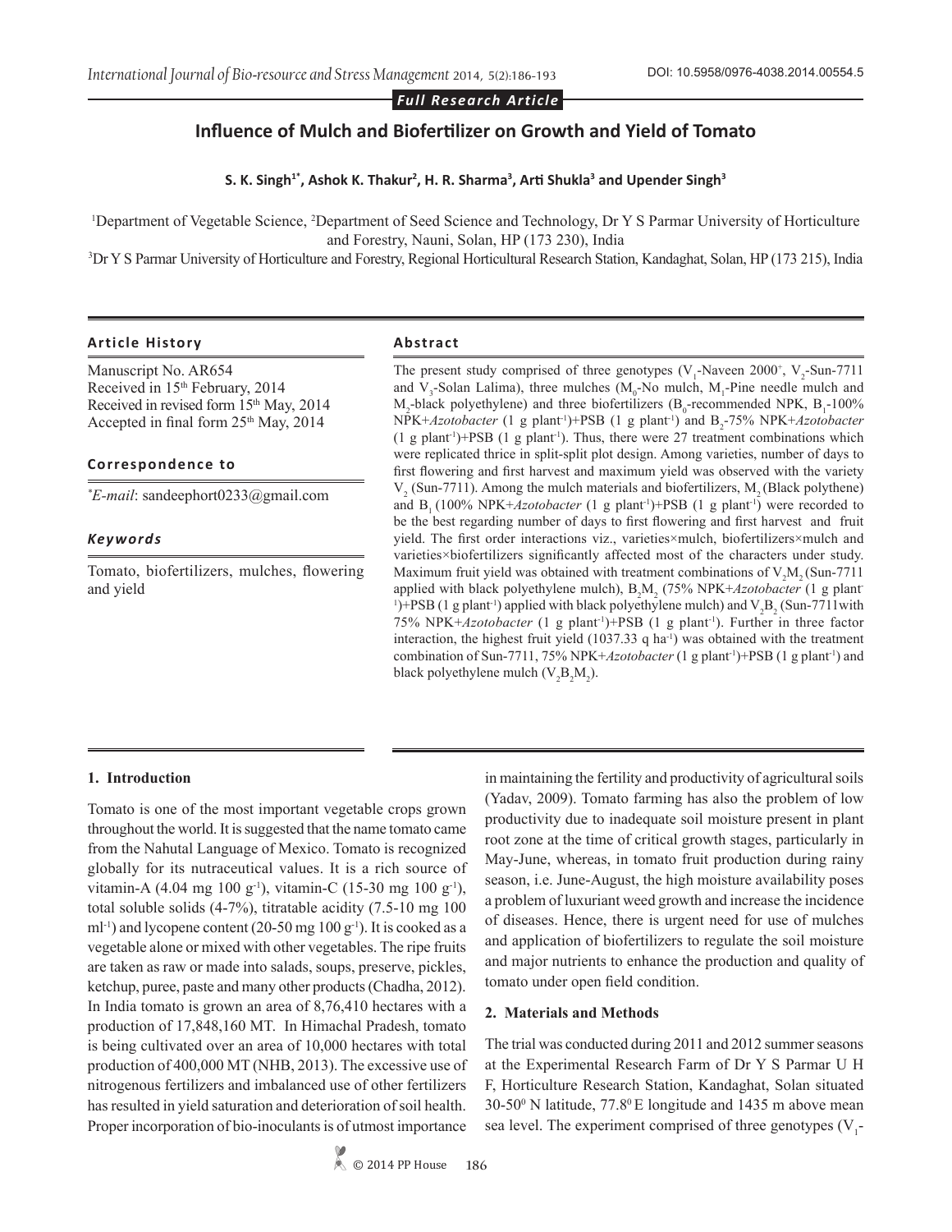*Full Research Article*

# Influence of Mulch and Biofertilizer on Growth and Yield of Tomato

**S. K. Singh[1*], Ashok K. Thakur[2], H. R. Sharma[3], Arti Shukla[3] and Upender Singh[3]**

[1]Department of Vegetable Science, [2]Department of Seed Science and Technology, Dr Y S Parmar University of Horticulture and Forestry, Nauni, Solan, HP (173 230), India

[3]Dr Y S Parmar University of Horticulture and Forestry, Regional Horticultural Research Station, Kandaghat, Solan, HP (173 215), India

**Article History**

Manuscript No. AR654
Received in 15th February, 2014
Received in revised form 15th May, 2014
Accepted in final form 25th May, 2014

**Correspondence to**

*E-mail: sandeephort0233@gmail.com

***Keywords***

Tomato, biofertilizers, mulches, flowering and yield

**Abstract**

The present study comprised of three genotypes ($V_1$-Naveen 2000+, $V_2$-Sun-7711 and $V_3$-Solan Lalima), three mulches ($M_0$-No mulch, $M_1$-Pine needle mulch and $M_2$-black polyethylene) and three biofertilizers ($B_0$-recommended NPK, $B_1$-100% NPK+*Azotobacter* (1 g plant$^{-1}$)+PSB (1 g plant$^{-1}$) and $B_2$-75% NPK+*Azotobacter* (1 g plant$^{-1}$)+PSB (1 g plant$^{-1}$). Thus, there were 27 treatment combinations which were replicated thrice in split-split plot design. Among varieties, number of days to first flowering and first harvest and maximum yield was observed with the variety $V_2$ (Sun-7711). Among the mulch materials and biofertilizers, $M_2$ (Black polythene) and $B_1$ (100% NPK+*Azotobacter* (1 g plant$^{-1}$)+PSB (1 g plant$^{-1}$) were recorded to be the best regarding number of days to first flowering and first harvest and fruit yield. The first order interactions viz., varieties×mulch, biofertilizers×mulch and varieties×biofertilizers significantly affected most of the characters under study. Maximum fruit yield was obtained with treatment combinations of $V_2M_2$ (Sun-7711 applied with black polyethylene mulch), $B_2M_2$ (75% NPK+*Azotobacter* (1 g plant$^{-1}$)+PSB (1 g plant$^{-1}$) applied with black polyethylene mulch) and $V_2B_2$ (Sun-7711with 75% NPK+*Azotobacter* (1 g plant$^{-1}$)+PSB (1 g plant$^{-1}$). Further in three factor interaction, the highest fruit yield (1037.33 q ha$^{-1}$) was obtained with the treatment combination of Sun-7711, 75% NPK+*Azotobacter* (1 g plant$^{-1}$)+PSB (1 g plant$^{-1}$) and black polyethylene mulch ($V_2B_2M_2$).

## 1. Introduction

Tomato is one of the most important vegetable crops grown throughout the world. It is suggested that the name tomato came from the Nahutal Language of Mexico. Tomato is recognized globally for its nutraceutical values. It is a rich source of vitamin-A (4.04 mg 100 g$^{-1}$), vitamin-C (15-30 mg 100 g$^{-1}$), total soluble solids (4-7%), titratable acidity (7.5-10 mg 100 ml$^{-1}$) and lycopene content (20-50 mg 100 g$^{-1}$). It is cooked as a vegetable alone or mixed with other vegetables. The ripe fruits are taken as raw or made into salads, soups, preserve, pickles, ketchup, puree, paste and many other products (Chadha, 2012). In India tomato is grown an area of 8,76,410 hectares with a production of 17,848,160 MT. In Himachal Pradesh, tomato is being cultivated over an area of 10,000 hectares with total production of 400,000 MT (NHB, 2013). The excessive use of nitrogenous fertilizers and imbalanced use of other fertilizers has resulted in yield saturation and deterioration of soil health. Proper incorporation of bio-inoculants is of utmost importance in maintaining the fertility and productivity of agricultural soils (Yadav, 2009). Tomato farming has also the problem of low productivity due to inadequate soil moisture present in plant root zone at the time of critical growth stages, particularly in May-June, whereas, in tomato fruit production during rainy season, i.e. June-August, the high moisture availability poses a problem of luxuriant weed growth and increase the incidence of diseases. Hence, there is urgent need for use of mulches and application of biofertilizers to regulate the soil moisture and major nutrients to enhance the production and quality of tomato under open field condition.

## 2. Materials and Methods

The trial was conducted during 2011 and 2012 summer seasons at the Experimental Research Farm of Dr Y S Parmar U H F, Horticulture Research Station, Kandaghat, Solan situated 30-50$^0$ N latitude, 77.8$^0$ E longitude and 1435 m above mean sea level. The experiment comprised of three genotypes ($V_1$-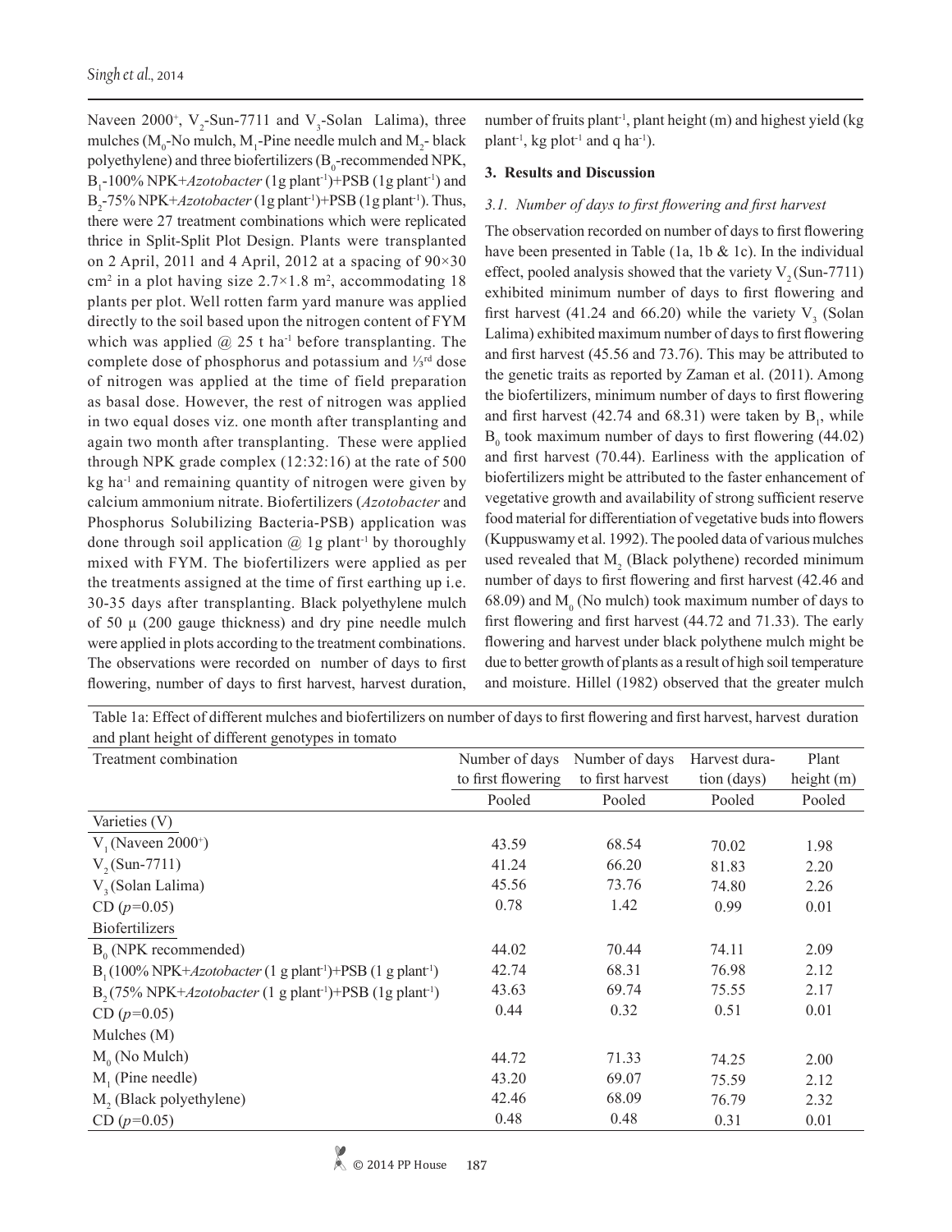Naveen $2000^{+}$, $V_2$-Sun-7711 and $V_3$-Solan Lalima), three mulches ($M_0$-No mulch, $M_1$-Pine needle mulch and $M_2$- black polyethylene) and three biofertilizers ($B_0$-recommended NPK, $B_1$-100% NPK+*Azotobacter* (1g plant$^{-1}$)+PSB (1g plant$^{-1}$) and $B_2$-75% NPK+*Azotobacter* (1g plant$^{-1}$)+PSB (1g plant$^{-1}$). Thus, there were 27 treatment combinations which were replicated thrice in Split-Split Plot Design. Plants were transplanted on 2 April, 2011 and 4 April, 2012 at a spacing of 90×30 cm$^2$ in a plot having size 2.7×1.8 m$^2$, accommodating 18 plants per plot. Well rotten farm yard manure was applied directly to the soil based upon the nitrogen content of FYM which was applied @ 25 t ha$^{-1}$ before transplanting. The complete dose of phosphorus and potassium and ⅓$^{rd}$ dose of nitrogen was applied at the time of field preparation as basal dose. However, the rest of nitrogen was applied in two equal doses viz. one month after transplanting and again two month after transplanting. These were applied through NPK grade complex (12:32:16) at the rate of 500 kg ha$^{-1}$ and remaining quantity of nitrogen were given by calcium ammonium nitrate. Biofertilizers (*Azotobacter* and Phosphorus Solubilizing Bacteria-PSB) application was done through soil application @ 1g plant$^{-1}$ by thoroughly mixed with FYM. The biofertilizers were applied as per the treatments assigned at the time of first earthing up i.e. 30-35 days after transplanting. Black polyethylene mulch of 50 μ (200 gauge thickness) and dry pine needle mulch were applied in plots according to the treatment combinations. The observations were recorded on number of days to first flowering, number of days to first harvest, harvest duration, number of fruits plant$^{-1}$, plant height (m) and highest yield (kg plant$^{-1}$, kg plot$^{-1}$ and q ha$^{-1}$).

## 3. Results and Discussion

### *3.1. Number of days to first flowering and first harvest*

The observation recorded on number of days to first flowering have been presented in Table (1a, 1b & 1c). In the individual effect, pooled analysis showed that the variety $V_2$ (Sun-7711) exhibited minimum number of days to first flowering and first harvest (41.24 and 66.20) while the variety $V_3$ (Solan Lalima) exhibited maximum number of days to first flowering and first harvest (45.56 and 73.76). This may be attributed to the genetic traits as reported by Zaman et al. (2011). Among the biofertilizers, minimum number of days to first flowering and first harvest (42.74 and 68.31) were taken by $B_1$, while $B_0$ took maximum number of days to first flowering (44.02) and first harvest (70.44). Earliness with the application of biofertilizers might be attributed to the faster enhancement of vegetative growth and availability of strong sufficient reserve food material for differentiation of vegetative buds into flowers (Kuppuswamy et al. 1992). The pooled data of various mulches used revealed that $M_2$ (Black polythene) recorded minimum number of days to first flowering and first harvest (42.46 and 68.09) and $M_0$ (No mulch) took maximum number of days to first flowering and first harvest (44.72 and 71.33). The early flowering and harvest under black polythene mulch might be due to better growth of plants as a result of high soil temperature and moisture. Hillel (1982) observed that the greater mulch

Table 1a: Effect of different mulches and biofertilizers on number of days to first flowering and first harvest, harvest duration and plant height of different genotypes in tomato

| Treatment combination | Number of days to first flowering | Number of days to first harvest | Harvest duration (days) | Plant height (m) |
|---|---|---|---|---|
| | Pooled | Pooled | Pooled | Pooled |
| Varieties (V) | | | | |
| $V_1$ (Naveen $2000^{+}$) | 43.59 | 68.54 | 70.02 | 1.98 |
| $V_2$ (Sun-7711) | 41.24 | 66.20 | 81.83 | 2.20 |
| $V_3$ (Solan Lalima) | 45.56 | 73.76 | 74.80 | 2.26 |
| CD ($p$=0.05) | 0.78 | 1.42 | 0.99 | 0.01 |
| Biofertilizers | | | | |
| $B_0$ (NPK recommended) | 44.02 | 70.44 | 74.11 | 2.09 |
| $B_1$ (100% NPK+*Azotobacter* (1 g plant$^{-1}$)+PSB (1 g plant$^{-1}$) | 42.74 | 68.31 | 76.98 | 2.12 |
| $B_2$ (75% NPK+*Azotobacter* (1 g plant$^{-1}$)+PSB (1g plant$^{-1}$) | 43.63 | 69.74 | 75.55 | 2.17 |
| CD ($p$=0.05) | 0.44 | 0.32 | 0.51 | 0.01 |
| Mulches (M) | | | | |
| $M_0$ (No Mulch) | 44.72 | 71.33 | 74.25 | 2.00 |
| $M_1$ (Pine needle) | 43.20 | 69.07 | 75.59 | 2.12 |
| $M_2$ (Black polyethylene) | 42.46 | 68.09 | 76.79 | 2.32 |
| CD ($p$=0.05) | 0.48 | 0.48 | 0.31 | 0.01 |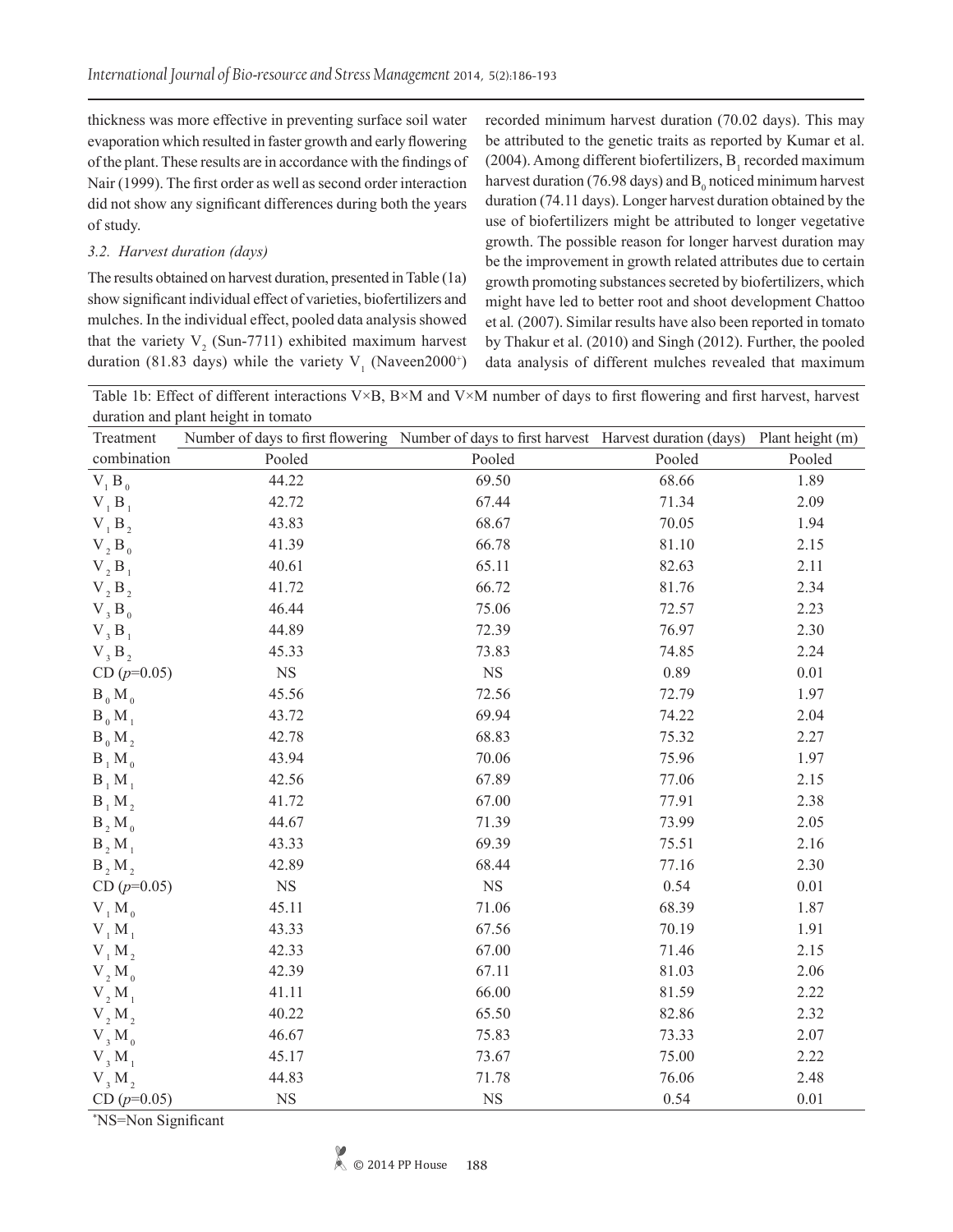thickness was more effective in preventing surface soil water evaporation which resulted in faster growth and early flowering of the plant. These results are in accordance with the findings of Nair (1999). The first order as well as second order interaction did not show any significant differences during both the years of study.

### *3.2. Harvest duration (days)*

The results obtained on harvest duration, presented in Table (1a) show significant individual effect of varieties, biofertilizers and mulches. In the individual effect, pooled data analysis showed that the variety $V_2$ (Sun-7711) exhibited maximum harvest duration (81.83 days) while the variety $V_1$ (Naveen2000$^+$) recorded minimum harvest duration (70.02 days). This may be attributed to the genetic traits as reported by Kumar et al. (2004). Among different biofertilizers, $B_1$ recorded maximum harvest duration (76.98 days) and $B_0$ noticed minimum harvest duration (74.11 days). Longer harvest duration obtained by the use of biofertilizers might be attributed to longer vegetative growth. The possible reason for longer harvest duration may be the improvement in growth related attributes due to certain growth promoting substances secreted by biofertilizers, which might have led to better root and shoot development Chattoo et al*.* (2007). Similar results have also been reported in tomato by Thakur et al. (2010) and Singh (2012). Further, the pooled data analysis of different mulches revealed that maximum

Table 1b: Effect of different interactions V×B, B×M and V×M number of days to first flowering and first harvest, harvest duration and plant height in tomato

| Treatment combination | Number of days to first flowering | Number of days to first harvest | Harvest duration (days) | Plant height (m) |
|---|---|---|---|---|
| | Pooled | Pooled | Pooled | Pooled |
| $V_1B_0$ | 44.22 | 69.50 | 68.66 | 1.89 |
| $V_1B_1$ | 42.72 | 67.44 | 71.34 | 2.09 |
| $V_1B_2$ | 43.83 | 68.67 | 70.05 | 1.94 |
| $V_2B_0$ | 41.39 | 66.78 | 81.10 | 2.15 |
| $V_2B_1$ | 40.61 | 65.11 | 82.63 | 2.11 |
| $V_2B_2$ | 41.72 | 66.72 | 81.76 | 2.34 |
| $V_3B_0$ | 46.44 | 75.06 | 72.57 | 2.23 |
| $V_3B_1$ | 44.89 | 72.39 | 76.97 | 2.30 |
| $V_3B_2$ | 45.33 | 73.83 | 74.85 | 2.24 |
| CD ($p$=0.05) | NS | NS | 0.89 | 0.01 |
| $B_0M_0$ | 45.56 | 72.56 | 72.79 | 1.97 |
| $B_0M_1$ | 43.72 | 69.94 | 74.22 | 2.04 |
| $B_0M_2$ | 42.78 | 68.83 | 75.32 | 2.27 |
| $B_1M_0$ | 43.94 | 70.06 | 75.96 | 1.97 |
| $B_1M_1$ | 42.56 | 67.89 | 77.06 | 2.15 |
| $B_1M_2$ | 41.72 | 67.00 | 77.91 | 2.38 |
| $B_2M_0$ | 44.67 | 71.39 | 73.99 | 2.05 |
| $B_2M_1$ | 43.33 | 69.39 | 75.51 | 2.16 |
| $B_2M_2$ | 42.89 | 68.44 | 77.16 | 2.30 |
| CD ($p$=0.05) | NS | NS | 0.54 | 0.01 |
| $V_1M_0$ | 45.11 | 71.06 | 68.39 | 1.87 |
| $V_1M_1$ | 43.33 | 67.56 | 70.19 | 1.91 |
| $V_1M_2$ | 42.33 | 67.00 | 71.46 | 2.15 |
| $V_2M_0$ | 42.39 | 67.11 | 81.03 | 2.06 |
| $V_2M_1$ | 41.11 | 66.00 | 81.59 | 2.22 |
| $V_2M_2$ | 40.22 | 65.50 | 82.86 | 2.32 |
| $V_3M_0$ | 46.67 | 75.83 | 73.33 | 2.07 |
| $V_3M_1$ | 45.17 | 73.67 | 75.00 | 2.22 |
| $V_3M_2$ | 44.83 | 71.78 | 76.06 | 2.48 |
| CD ($p$=0.05) | NS | NS | 0.54 | 0.01 |

*NS=Non Significant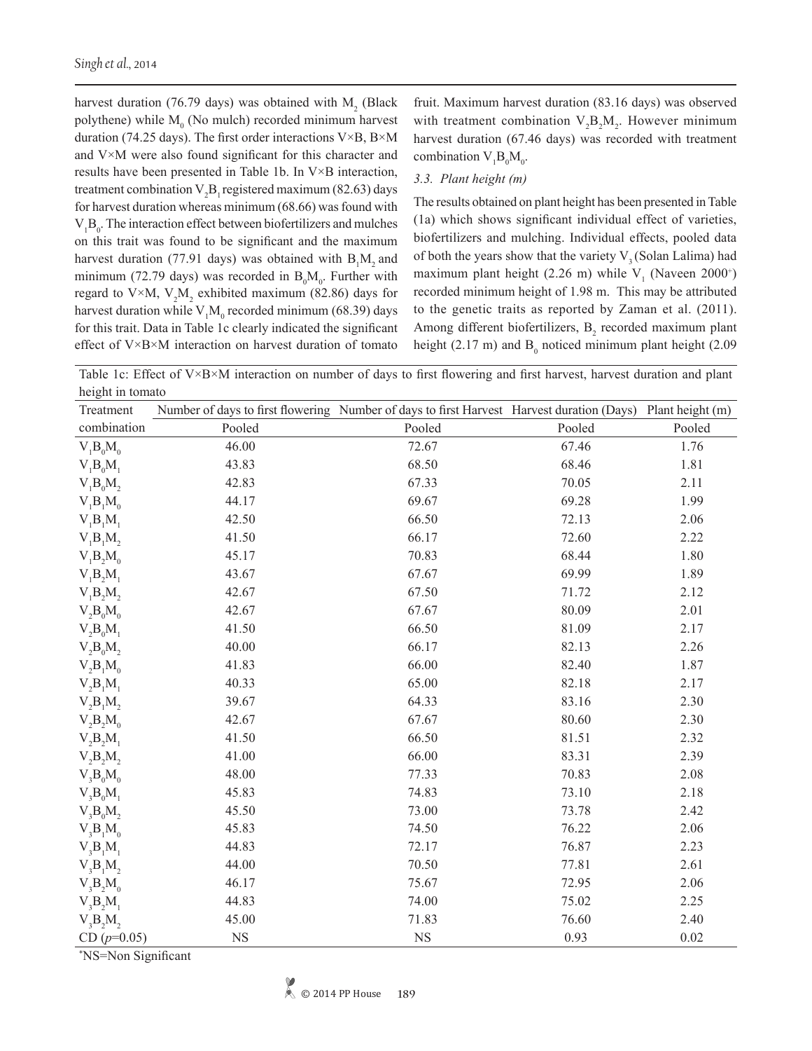harvest duration (76.79 days) was obtained with $M_2$ (Black polythene) while $M_0$ (No mulch) recorded minimum harvest duration (74.25 days). The first order interactions V×B, B×M and V×M were also found significant for this character and results have been presented in Table 1b. In V×B interaction, treatment combination $V_2B_1$ registered maximum (82.63) days for harvest duration whereas minimum (68.66) was found with $V_1B_0$. The interaction effect between biofertilizers and mulches on this trait was found to be significant and the maximum harvest duration (77.91 days) was obtained with $B_1M_2$ and minimum (72.79 days) was recorded in $B_0M_0$. Further with regard to V×M, $V_2M_2$ exhibited maximum (82.86) days for harvest duration while $V_1M_0$ recorded minimum (68.39) days for this trait. Data in Table 1c clearly indicated the significant effect of V×B×M interaction on harvest duration of tomato fruit. Maximum harvest duration (83.16 days) was observed with treatment combination $V_2B_2M_2$. However minimum harvest duration (67.46 days) was recorded with treatment combination $V_1B_0M_0$.

### 3.3. Plant height (m)

The results obtained on plant height has been presented in Table (1a) which shows significant individual effect of varieties, biofertilizers and mulching. Individual effects, pooled data of both the years show that the variety $V_3$ (Solan Lalima) had maximum plant height (2.26 m) while $V_1$ (Naveen 2000+) recorded minimum height of 1.98 m. This may be attributed to the genetic traits as reported by Zaman et al. (2011). Among different biofertilizers, $B_2$ recorded maximum plant height (2.17 m) and $B_0$ noticed minimum plant height (2.09

Table 1c: Effect of V×B×M interaction on number of days to first flowering and first harvest, harvest duration and plant height in tomato

| Treatment combination | Number of days to first flowering | Number of days to first Harvest | Harvest duration (Days) | Plant height (m) |
|---|---|---|---|---|
| | Pooled | Pooled | Pooled | Pooled |
| $V_1B_0M_0$ | 46.00 | 72.67 | 67.46 | 1.76 |
| $V_1B_0M_1$ | 43.83 | 68.50 | 68.46 | 1.81 |
| $V_1B_0M_2$ | 42.83 | 67.33 | 70.05 | 2.11 |
| $V_1B_1M_0$ | 44.17 | 69.67 | 69.28 | 1.99 |
| $V_1B_1M_1$ | 42.50 | 66.50 | 72.13 | 2.06 |
| $V_1B_1M_2$ | 41.50 | 66.17 | 72.60 | 2.22 |
| $V_1B_2M_0$ | 45.17 | 70.83 | 68.44 | 1.80 |
| $V_1B_2M_1$ | 43.67 | 67.67 | 69.99 | 1.89 |
| $V_1B_2M_2$ | 42.67 | 67.50 | 71.72 | 2.12 |
| $V_2B_0M_0$ | 42.67 | 67.67 | 80.09 | 2.01 |
| $V_2B_0M_1$ | 41.50 | 66.50 | 81.09 | 2.17 |
| $V_2B_0M_2$ | 40.00 | 66.17 | 82.13 | 2.26 |
| $V_2B_1M_0$ | 41.83 | 66.00 | 82.40 | 1.87 |
| $V_2B_1M_1$ | 40.33 | 65.00 | 82.18 | 2.17 |
| $V_2B_1M_2$ | 39.67 | 64.33 | 83.16 | 2.30 |
| $V_2B_2M_0$ | 42.67 | 67.67 | 80.60 | 2.30 |
| $V_2B_2M_1$ | 41.50 | 66.50 | 81.51 | 2.32 |
| $V_2B_2M_2$ | 41.00 | 66.00 | 83.31 | 2.39 |
| $V_3B_0M_0$ | 48.00 | 77.33 | 70.83 | 2.08 |
| $V_3B_0M_1$ | 45.83 | 74.83 | 73.10 | 2.18 |
| $V_3B_0M_2$ | 45.50 | 73.00 | 73.78 | 2.42 |
| $V_3B_1M_0$ | 45.83 | 74.50 | 76.22 | 2.06 |
| $V_3B_1M_1$ | 44.83 | 72.17 | 76.87 | 2.23 |
| $V_3B_1M_2$ | 44.00 | 70.50 | 77.81 | 2.61 |
| $V_3B_2M_0$ | 46.17 | 75.67 | 72.95 | 2.06 |
| $V_3B_2M_1$ | 44.83 | 74.00 | 75.02 | 2.25 |
| $V_3B_2M_2$ | 45.00 | 71.83 | 76.60 | 2.40 |
| CD ($p$=0.05) | NS | NS | 0.93 | 0.02 |

*NS=Non Significant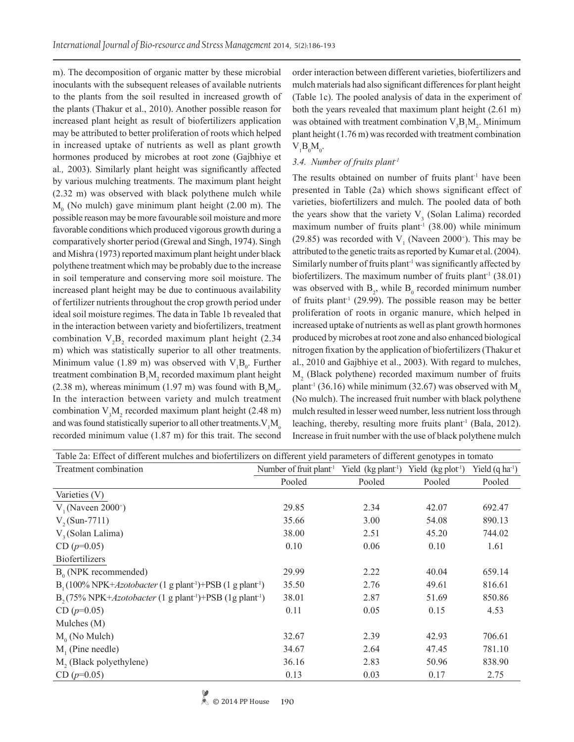m). The decomposition of organic matter by these microbial inoculants with the subsequent releases of available nutrients to the plants from the soil resulted in increased growth of the plants (Thakur et al., 2010). Another possible reason for increased plant height as result of biofertilizers application may be attributed to better proliferation of roots which helped in increased uptake of nutrients as well as plant growth hormones produced by microbes at root zone (Gajbhiye et al*.,* 2003). Similarly plant height was significantly affected by various mulching treatments. The maximum plant height (2.32 m) was observed with black polythene mulch while $M_0$ (No mulch) gave minimum plant height (2.00 m). The possible reason may be more favourable soil moisture and more favorable conditions which produced vigorous growth during a comparatively shorter period (Grewal and Singh, 1974). Singh and Mishra (1973) reported maximum plant height under black polythene treatment which may be probably due to the increase in soil temperature and conserving more soil moisture. The increased plant height may be due to continuous availability of fertilizer nutrients throughout the crop growth period under ideal soil moisture regimes. The data in Table 1b revealed that in the interaction between variety and biofertilizers, treatment combination $V_2B_2$ recorded maximum plant height (2.34 m) which was statistically superior to all other treatments. Minimum value (1.89 m) was observed with $V_1B_0$. Further treatment combination $B_1M_2$ recorded maximum plant height (2.38 m), whereas minimum (1.97 m) was found with $B_0M_0$. In the interaction between variety and mulch treatment combination $V_3M_2$ recorded maximum plant height (2.48 m) and was found statistically superior to all other treatments. $V_1M_0$ recorded minimum value (1.87 m) for this trait. The second order interaction between different varieties, biofertilizers and mulch materials had also significant differences for plant height (Table 1c). The pooled analysis of data in the experiment of both the years revealed that maximum plant height (2.61 m) was obtained with treatment combination $V_3B_1M_2$. Minimum plant height (1.76 m) was recorded with treatment combination $V_1B_0M_0$.

### *3.4. Number of fruits plant$^{-1}$*

The results obtained on number of fruits plant$^{-1}$ have been presented in Table (2a) which shows significant effect of varieties, biofertilizers and mulch. The pooled data of both the years show that the variety $V_3$ (Solan Lalima) recorded maximum number of fruits plant$^{-1}$ (38.00) while minimum (29.85) was recorded with $V_1$ (Naveen 2000$^+$). This may be attributed to the genetic traits as reported by Kumar et al. (2004). Similarly number of fruits plant$^{-1}$ was significantly affected by biofertilizers. The maximum number of fruits plant$^{-1}$ (38.01) was observed with $B_2$, while $B_0$ recorded minimum number of fruits plant$^{-1}$ (29.99). The possible reason may be better proliferation of roots in organic manure, which helped in increased uptake of nutrients as well as plant growth hormones produced by microbes at root zone and also enhanced biological nitrogen fixation by the application of biofertilizers (Thakur et al., 2010 and Gajbhiye et al., 2003). With regard to mulches, $M_2$ (Black polythene) recorded maximum number of fruits plant$^{-1}$ (36.16) while minimum (32.67) was observed with $M_0$ (No mulch). The increased fruit number with black polythene mulch resulted in lesser weed number, less nutrient loss through leaching, thereby, resulting more fruits plant$^{-1}$ (Bala, 2012). Increase in fruit number with the use of black polythene mulch

Table 2a: Effect of different mulches and biofertilizers on different yield parameters of different genotypes in tomato

| Treatment combination | Number of fruit plant$^{-1}$ | Yield (kg plant$^{-1}$) | Yield (kg plot$^{-1}$) | Yield (q ha$^{-1}$) |
|---|---|---|---|---|
| | Pooled | Pooled | Pooled | Pooled |
| Varieties (V) | | | | |
| $V_1$ (Naveen 2000$^+$) | 29.85 | 2.34 | 42.07 | 692.47 |
| $V_2$ (Sun-7711) | 35.66 | 3.00 | 54.08 | 890.13 |
| $V_3$ (Solan Lalima) | 38.00 | 2.51 | 45.20 | 744.02 |
| CD ($p$=0.05) | 0.10 | 0.06 | 0.10 | 1.61 |
| Biofertilizers | | | | |
| $B_0$ (NPK recommended) | 29.99 | 2.22 | 40.04 | 659.14 |
| $B_1$ (100% NPK+*Azotobacter* (1 g plant$^{-1}$)+PSB (1 g plant$^{-1}$) | 35.50 | 2.76 | 49.61 | 816.61 |
| $B_2$ (75% NPK+*Azotobacter* (1 g plant$^{-1}$)+PSB (1g plant$^{-1}$) | 38.01 | 2.87 | 51.69 | 850.86 |
| CD ($p$=0.05) | 0.11 | 0.05 | 0.15 | 4.53 |
| Mulches (M) | | | | |
| $M_0$ (No Mulch) | 32.67 | 2.39 | 42.93 | 706.61 |
| $M_1$ (Pine needle) | 34.67 | 2.64 | 47.45 | 781.10 |
| $M_2$ (Black polyethylene) | 36.16 | 2.83 | 50.96 | 838.90 |
| CD ($p$=0.05) | 0.13 | 0.03 | 0.17 | 2.75 |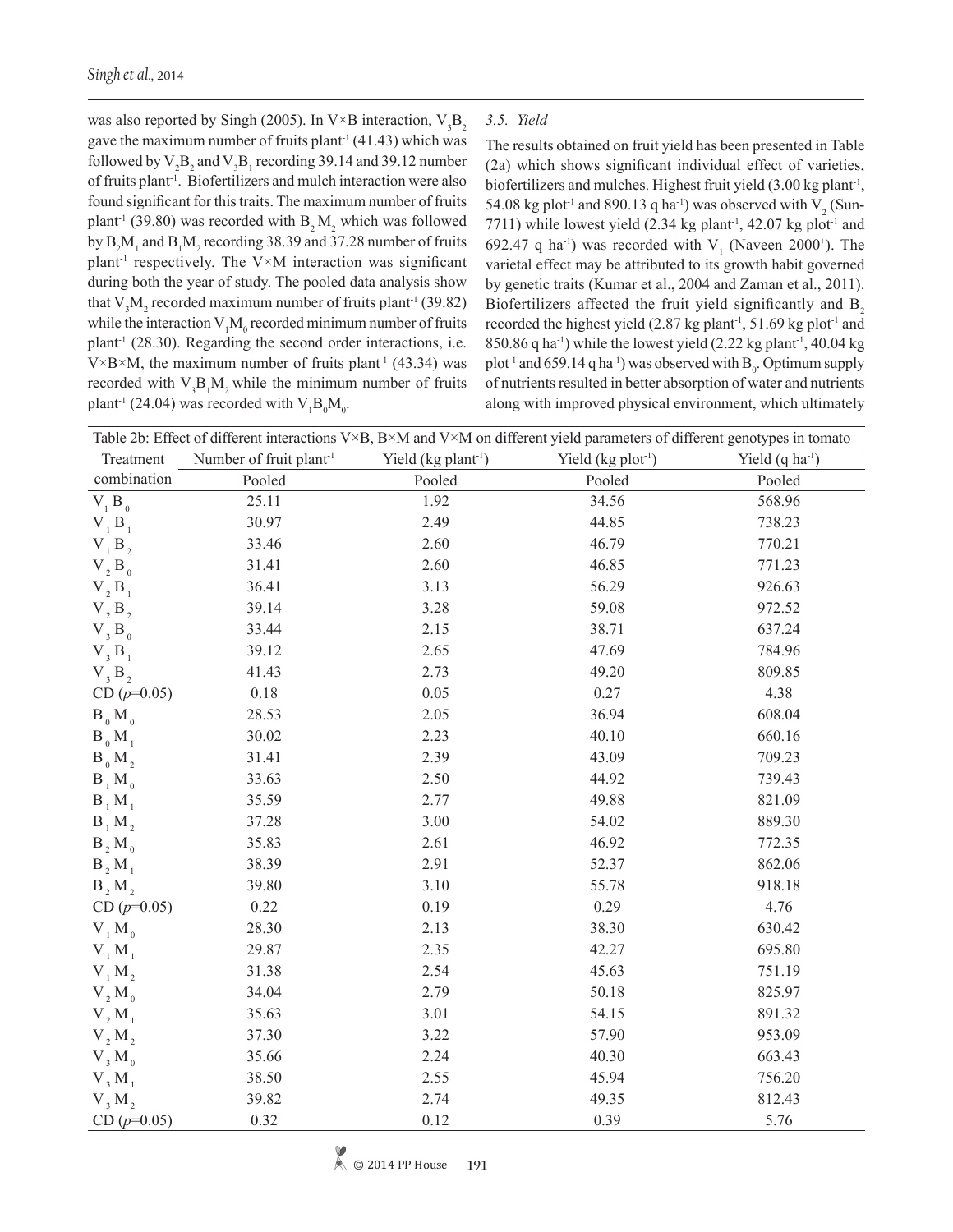was also reported by Singh (2005). In V×B interaction, $V_3B_2$ gave the maximum number of fruits plant$^{-1}$ (41.43) which was followed by $V_2B_2$ and $V_3B_1$ recording 39.14 and 39.12 number of fruits plant$^{-1}$. Biofertilizers and mulch interaction were also found significant for this traits. The maximum number of fruits plant$^{-1}$ (39.80) was recorded with $B_2M_2$ which was followed by $B_2M_1$ and $B_1M_2$ recording 38.39 and 37.28 number of fruits plant$^{-1}$ respectively. The V×M interaction was significant during both the year of study. The pooled data analysis show that $V_3M_2$ recorded maximum number of fruits plant$^{-1}$ (39.82) while the interaction $V_1M_0$ recorded minimum number of fruits plant$^{-1}$ (28.30). Regarding the second order interactions, i.e. V×B×M, the maximum number of fruits plant$^{-1}$ (43.34) was recorded with $V_3B_1M_2$ while the minimum number of fruits plant$^{-1}$ (24.04) was recorded with $V_1B_0M_0$.

### 3.5. Yield

The results obtained on fruit yield has been presented in Table (2a) which shows significant individual effect of varieties, biofertilizers and mulches. Highest fruit yield (3.00 kg plant$^{-1}$, 54.08 kg plot$^{-1}$ and 890.13 q ha$^{-1}$) was observed with $V_2$ (Sun-7711) while lowest yield (2.34 kg plant$^{-1}$, 42.07 kg plot$^{-1}$ and 692.47 q ha$^{-1}$) was recorded with $V_1$ (Naveen 2000$^+$). The varietal effect may be attributed to its growth habit governed by genetic traits (Kumar et al., 2004 and Zaman et al., 2011). Biofertilizers affected the fruit yield significantly and $B_2$ recorded the highest yield (2.87 kg plant$^{-1}$, 51.69 kg plot$^{-1}$ and 850.86 q ha$^{-1}$) while the lowest yield (2.22 kg plant$^{-1}$, 40.04 kg plot$^{-1}$ and 659.14 q ha$^{-1}$) was observed with $B_0$. Optimum supply of nutrients resulted in better absorption of water and nutrients along with improved physical environment, which ultimately

Table 2b: Effect of different interactions V×B, B×M and V×M on different yield parameters of different genotypes in tomato

| Treatment combination | Number of fruit plant$^{-1}$ | Yield (kg plant$^{-1}$) | Yield (kg plot$^{-1}$) | Yield (q ha$^{-1}$) |
|---|---|---|---|---|
| | Pooled | Pooled | Pooled | Pooled |
| $V_1B_0$ | 25.11 | 1.92 | 34.56 | 568.96 |
| $V_1B_1$ | 30.97 | 2.49 | 44.85 | 738.23 |
| $V_1B_2$ | 33.46 | 2.60 | 46.79 | 770.21 |
| $V_2B_0$ | 31.41 | 2.60 | 46.85 | 771.23 |
| $V_2B_1$ | 36.41 | 3.13 | 56.29 | 926.63 |
| $V_2B_2$ | 39.14 | 3.28 | 59.08 | 972.52 |
| $V_3B_0$ | 33.44 | 2.15 | 38.71 | 637.24 |
| $V_3B_1$ | 39.12 | 2.65 | 47.69 | 784.96 |
| $V_3B_2$ | 41.43 | 2.73 | 49.20 | 809.85 |
| CD ($p$=0.05) | 0.18 | 0.05 | 0.27 | 4.38 |
| $B_0M_0$ | 28.53 | 2.05 | 36.94 | 608.04 |
| $B_0M_1$ | 30.02 | 2.23 | 40.10 | 660.16 |
| $B_0M_2$ | 31.41 | 2.39 | 43.09 | 709.23 |
| $B_1M_0$ | 33.63 | 2.50 | 44.92 | 739.43 |
| $B_1M_1$ | 35.59 | 2.77 | 49.88 | 821.09 |
| $B_1M_2$ | 37.28 | 3.00 | 54.02 | 889.30 |
| $B_2M_0$ | 35.83 | 2.61 | 46.92 | 772.35 |
| $B_2M_1$ | 38.39 | 2.91 | 52.37 | 862.06 |
| $B_2M_2$ | 39.80 | 3.10 | 55.78 | 918.18 |
| CD ($p$=0.05) | 0.22 | 0.19 | 0.29 | 4.76 |
| $V_1M_0$ | 28.30 | 2.13 | 38.30 | 630.42 |
| $V_1M_1$ | 29.87 | 2.35 | 42.27 | 695.80 |
| $V_1M_2$ | 31.38 | 2.54 | 45.63 | 751.19 |
| $V_2M_0$ | 34.04 | 2.79 | 50.18 | 825.97 |
| $V_2M_1$ | 35.63 | 3.01 | 54.15 | 891.32 |
| $V_2M_2$ | 37.30 | 3.22 | 57.90 | 953.09 |
| $V_3M_0$ | 35.66 | 2.24 | 40.30 | 663.43 |
| $V_3M_1$ | 38.50 | 2.55 | 45.94 | 756.20 |
| $V_3M_2$ | 39.82 | 2.74 | 49.35 | 812.43 |
| CD ($p$=0.05) | 0.32 | 0.12 | 0.39 | 5.76 |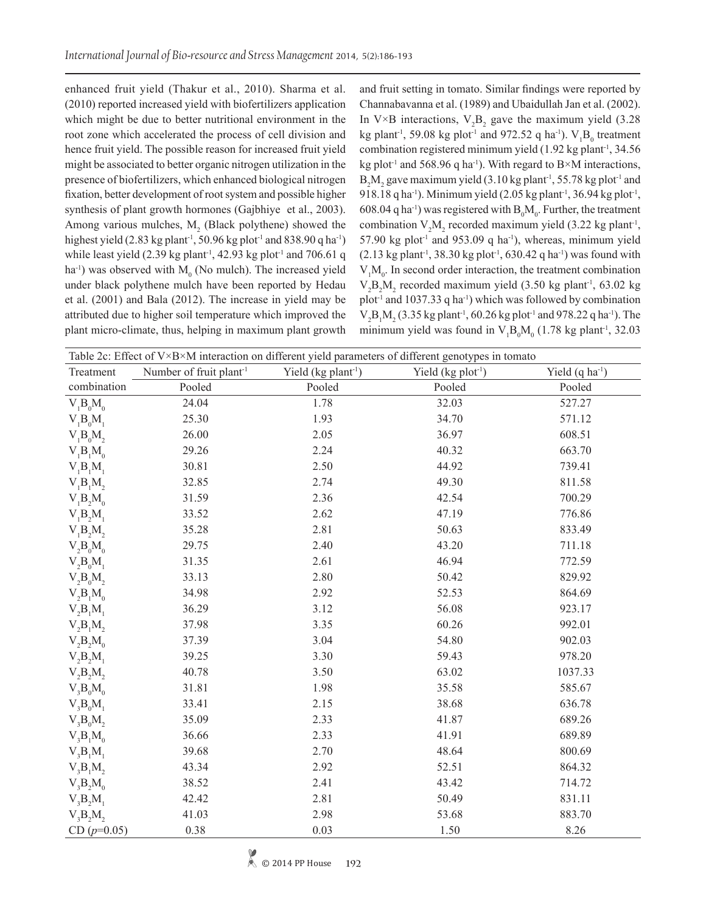enhanced fruit yield (Thakur et al., 2010). Sharma et al. (2010) reported increased yield with biofertilizers application which might be due to better nutritional environment in the root zone which accelerated the process of cell division and hence fruit yield. The possible reason for increased fruit yield might be associated to better organic nitrogen utilization in the presence of biofertilizers, which enhanced biological nitrogen fixation, better development of root system and possible higher synthesis of plant growth hormones (Gajbhiye et al., 2003). Among various mulches, $M_2$ (Black polythene) showed the highest yield (2.83 kg plant$^{-1}$, 50.96 kg plot$^{-1}$ and 838.90 q ha$^{-1}$) while least yield (2.39 kg plant$^{-1}$, 42.93 kg plot$^{-1}$ and 706.61 q ha$^{-1}$) was observed with $M_0$ (No mulch). The increased yield under black polythene mulch have been reported by Hedau et al. (2001) and Bala (2012). The increase in yield may be attributed due to higher soil temperature which improved the plant micro-climate, thus, helping in maximum plant growth and fruit setting in tomato. Similar findings were reported by Channabavanna et al. (1989) and Ubaidullah Jan et al. (2002). In V×B interactions, $V_2B_2$ gave the maximum yield (3.28 kg plant$^{-1}$, 59.08 kg plot$^{-1}$ and 972.52 q ha$^{-1}$). $V_1B_0$ treatment combination registered minimum yield (1.92 kg plant$^{-1}$, 34.56 kg plot$^{-1}$ and 568.96 q ha$^{-1}$). With regard to B×M interactions, $B_2M_2$ gave maximum yield (3.10 kg plant$^{-1}$, 55.78 kg plot$^{-1}$ and 918.18 q ha$^{-1}$). Minimum yield (2.05 kg plant$^{-1}$, 36.94 kg plot$^{-1}$, 608.04 q ha$^{-1}$) was registered with $B_0M_0$. Further, the treatment combination $V_2M_2$ recorded maximum yield (3.22 kg plant$^{-1}$, 57.90 kg plot$^{-1}$ and 953.09 q ha$^{-1}$), whereas, minimum yield (2.13 kg plant$^{-1}$, 38.30 kg plot$^{-1}$, 630.42 q ha$^{-1}$) was found with $V_1M_0$. In second order interaction, the treatment combination $V_2B_2M_2$ recorded maximum yield (3.50 kg plant$^{-1}$, 63.02 kg plot$^{-1}$ and 1037.33 q ha$^{-1}$) which was followed by combination $V_2B_1M_2$ (3.35 kg plant$^{-1}$, 60.26 kg plot$^{-1}$ and 978.22 q ha$^{-1}$). The minimum yield was found in $V_1B_0M_0$ (1.78 kg plant$^{-1}$, 32.03

Table 2c: Effect of V×B×M interaction on different yield parameters of different genotypes in tomato

| Treatment combination | Number of fruit plant$^{-1}$ | Yield (kg plant$^{-1}$) | Yield (kg plot$^{-1}$) | Yield (q ha$^{-1}$) |
|---|---|---|---|---|
| | Pooled | Pooled | Pooled | Pooled |
| $V_1B_0M_0$ | 24.04 | 1.78 | 32.03 | 527.27 |
| $V_1B_0M_1$ | 25.30 | 1.93 | 34.70 | 571.12 |
| $V_1B_0M_2$ | 26.00 | 2.05 | 36.97 | 608.51 |
| $V_1B_1M_0$ | 29.26 | 2.24 | 40.32 | 663.70 |
| $V_1B_1M_1$ | 30.81 | 2.50 | 44.92 | 739.41 |
| $V_1B_1M_2$ | 32.85 | 2.74 | 49.30 | 811.58 |
| $V_1B_2M_0$ | 31.59 | 2.36 | 42.54 | 700.29 |
| $V_1B_2M_1$ | 33.52 | 2.62 | 47.19 | 776.86 |
| $V_1B_2M_2$ | 35.28 | 2.81 | 50.63 | 833.49 |
| $V_2B_0M_0$ | 29.75 | 2.40 | 43.20 | 711.18 |
| $V_2B_0M_1$ | 31.35 | 2.61 | 46.94 | 772.59 |
| $V_2B_0M_2$ | 33.13 | 2.80 | 50.42 | 829.92 |
| $V_2B_1M_0$ | 34.98 | 2.92 | 52.53 | 864.69 |
| $V_2B_1M_1$ | 36.29 | 3.12 | 56.08 | 923.17 |
| $V_2B_1M_2$ | 37.98 | 3.35 | 60.26 | 992.01 |
| $V_2B_2M_0$ | 37.39 | 3.04 | 54.80 | 902.03 |
| $V_2B_2M_1$ | 39.25 | 3.30 | 59.43 | 978.20 |
| $V_2B_2M_2$ | 40.78 | 3.50 | 63.02 | 1037.33 |
| $V_3B_0M_0$ | 31.81 | 1.98 | 35.58 | 585.67 |
| $V_3B_0M_1$ | 33.41 | 2.15 | 38.68 | 636.78 |
| $V_3B_0M_2$ | 35.09 | 2.33 | 41.87 | 689.26 |
| $V_3B_1M_0$ | 36.66 | 2.33 | 41.91 | 689.89 |
| $V_3B_1M_1$ | 39.68 | 2.70 | 48.64 | 800.69 |
| $V_3B_1M_2$ | 43.34 | 2.92 | 52.51 | 864.32 |
| $V_3B_2M_0$ | 38.52 | 2.41 | 43.42 | 714.72 |
| $V_3B_2M_1$ | 42.42 | 2.81 | 50.49 | 831.11 |
| $V_3B_2M_2$ | 41.03 | 2.98 | 53.68 | 883.70 |
| CD ($p$=0.05) | 0.38 | 0.03 | 1.50 | 8.26 |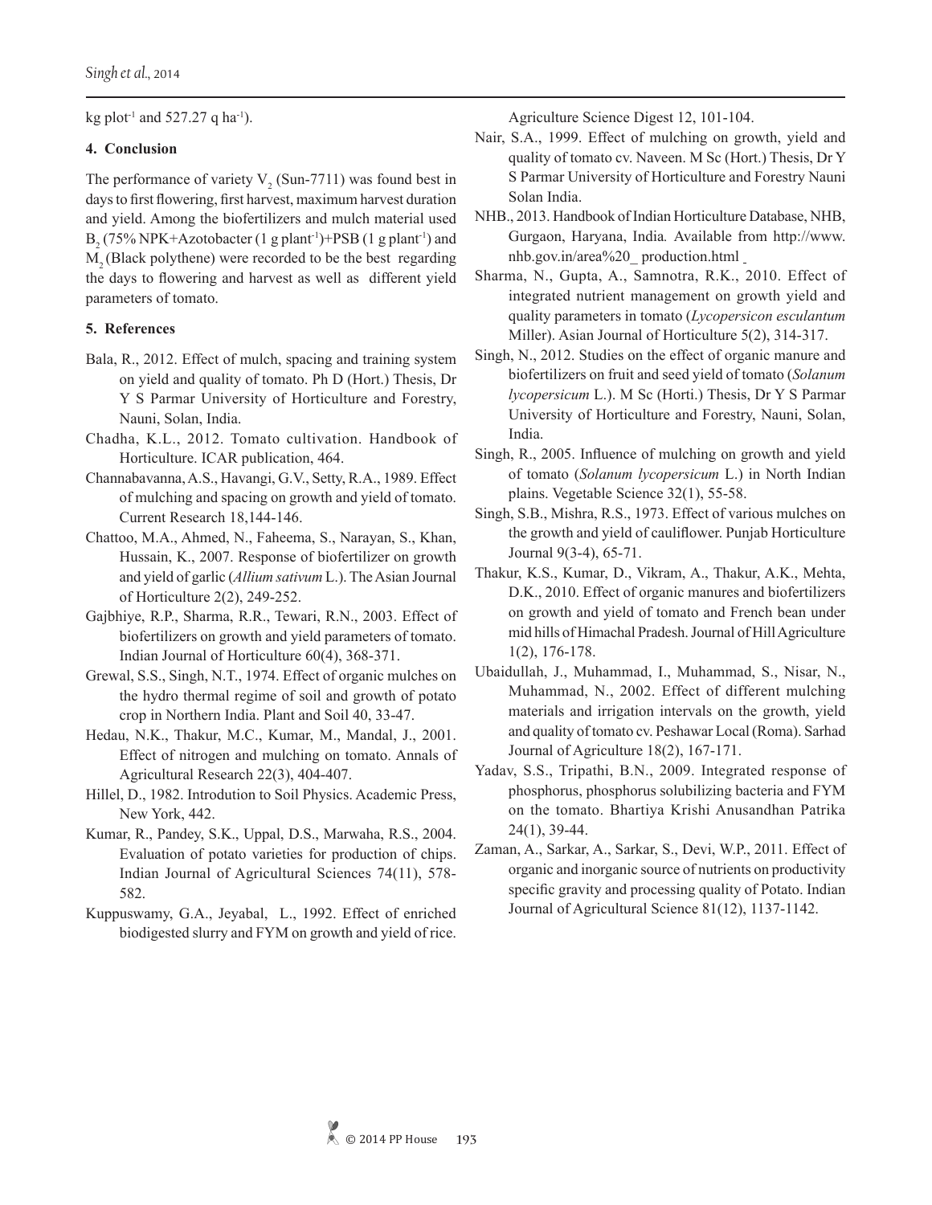kg plot$^{-1}$ and 527.27 q ha$^{-1}$).

## 4. Conclusion

The performance of variety $V_2$ (Sun-7711) was found best in days to first flowering, first harvest, maximum harvest duration and yield. Among the biofertilizers and mulch material used $B_2$ (75% NPK+Azotobacter (1 g plant$^{-1}$)+PSB (1 g plant$^{-1}$) and $M_2$ (Black polythene) were recorded to be the best regarding the days to flowering and harvest as well as different yield parameters of tomato.

## 5. References

Bala, R., 2012. Effect of mulch, spacing and training system on yield and quality of tomato. Ph D (Hort.) Thesis, Dr Y S Parmar University of Horticulture and Forestry, Nauni, Solan, India.

Chadha, K.L., 2012. Tomato cultivation. Handbook of Horticulture. ICAR publication, 464.

Channabavanna, A.S., Havangi, G.V., Setty, R.A., 1989. Effect of mulching and spacing on growth and yield of tomato. Current Research 18,144-146.

Chattoo, M.A., Ahmed, N., Faheema, S., Narayan, S., Khan, Hussain, K., 2007. Response of biofertilizer on growth and yield of garlic (*Allium sativum* L.). The Asian Journal of Horticulture 2(2), 249-252.

Gajbhiye, R.P., Sharma, R.R., Tewari, R.N., 2003. Effect of biofertilizers on growth and yield parameters of tomato. Indian Journal of Horticulture 60(4), 368-371.

Grewal, S.S., Singh, N.T., 1974. Effect of organic mulches on the hydro thermal regime of soil and growth of potato crop in Northern India. Plant and Soil 40, 33-47.

Hedau, N.K., Thakur, M.C., Kumar, M., Mandal, J., 2001. Effect of nitrogen and mulching on tomato. Annals of Agricultural Research 22(3), 404-407.

Hillel, D., 1982. Introdution to Soil Physics. Academic Press, New York, 442.

Kumar, R., Pandey, S.K., Uppal, D.S., Marwaha, R.S., 2004. Evaluation of potato varieties for production of chips. Indian Journal of Agricultural Sciences 74(11), 578-582.

Kuppuswamy, G.A., Jeyabal, L., 1992. Effect of enriched biodigested slurry and FYM on growth and yield of rice. Agriculture Science Digest 12, 101-104.

Nair, S.A., 1999. Effect of mulching on growth, yield and quality of tomato cv. Naveen. M Sc (Hort.) Thesis, Dr Y S Parmar University of Horticulture and Forestry Nauni Solan India.

NHB., 2013. Handbook of Indian Horticulture Database, NHB, Gurgaon, Haryana, India. Available from http://www.nhb.gov.in/area%20_ production.html

Sharma, N., Gupta, A., Samnotra, R.K., 2010. Effect of integrated nutrient management on growth yield and quality parameters in tomato (*Lycopersicon esculantum* Miller). Asian Journal of Horticulture 5(2), 314-317.

Singh, N., 2012. Studies on the effect of organic manure and biofertilizers on fruit and seed yield of tomato (*Solanum lycopersicum* L.). M Sc (Horti.) Thesis, Dr Y S Parmar University of Horticulture and Forestry, Nauni, Solan, India.

Singh, R., 2005. Influence of mulching on growth and yield of tomato (*Solanum lycopersicum* L.) in North Indian plains. Vegetable Science 32(1), 55-58.

Singh, S.B., Mishra, R.S., 1973. Effect of various mulches on the growth and yield of cauliflower. Punjab Horticulture Journal 9(3-4), 65-71.

Thakur, K.S., Kumar, D., Vikram, A., Thakur, A.K., Mehta, D.K., 2010. Effect of organic manures and biofertilizers on growth and yield of tomato and French bean under mid hills of Himachal Pradesh. Journal of Hill Agriculture 1(2), 176-178.

Ubaidullah, J., Muhammad, I., Muhammad, S., Nisar, N., Muhammad, N., 2002. Effect of different mulching materials and irrigation intervals on the growth, yield and quality of tomato cv. Peshawar Local (Roma). Sarhad Journal of Agriculture 18(2), 167-171.

Yadav, S.S., Tripathi, B.N., 2009. Integrated response of phosphorus, phosphorus solubilizing bacteria and FYM on the tomato. Bhartiya Krishi Anusandhan Patrika 24(1), 39-44.

Zaman, A., Sarkar, A., Sarkar, S., Devi, W.P., 2011. Effect of organic and inorganic source of nutrients on productivity specific gravity and processing quality of Potato. Indian Journal of Agricultural Science 81(12), 1137-1142.